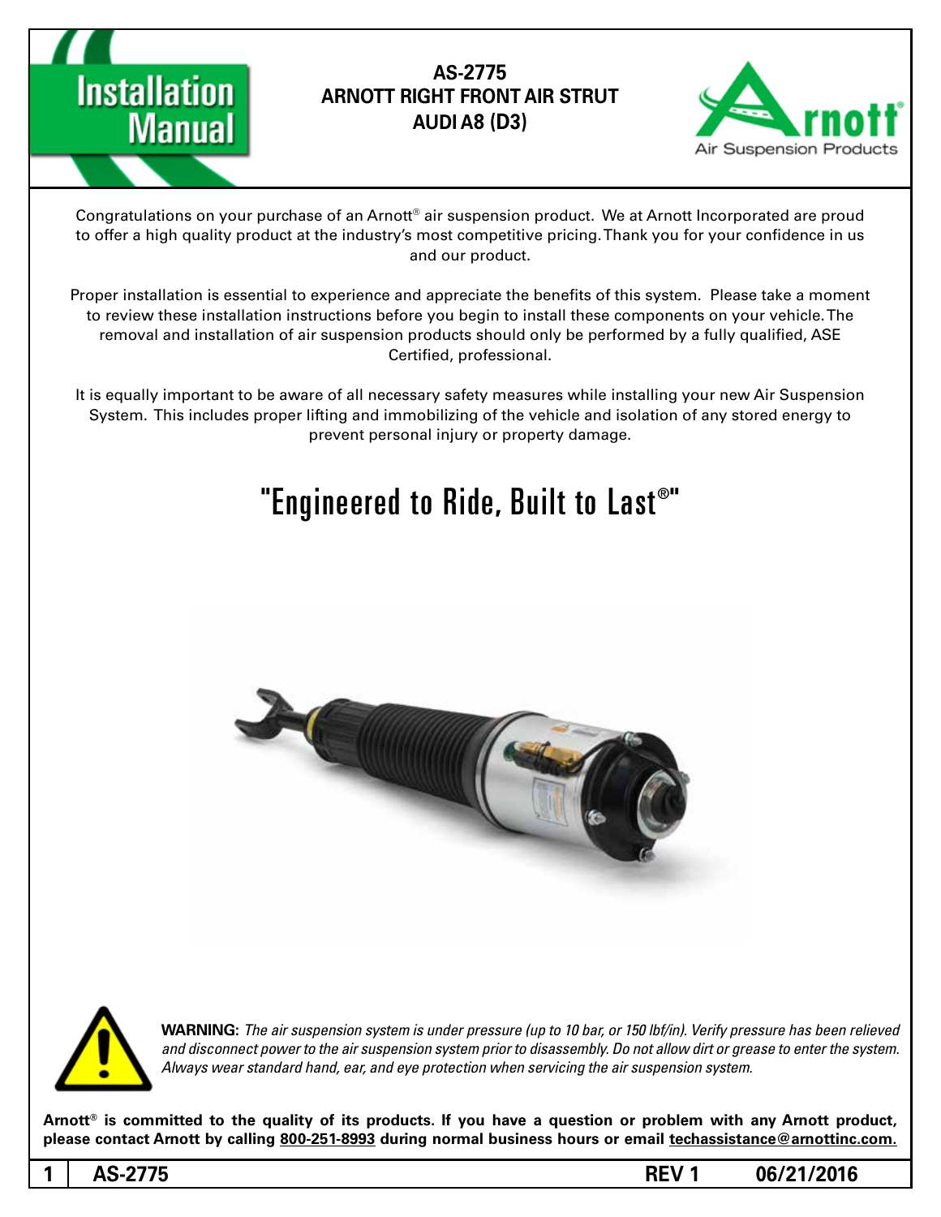# Installation Manual

## AS-2775
## ARNOTT RIGHT FRONT AIR STRUT
## AUDI A8 (D3)

Arnott® Air Suspension Products

Congratulations on your purchase of an Arnott® air suspension product. We at Arnott Incorporated are proud to offer a high quality product at the industry's most competitive pricing. Thank you for your confidence in us and our product.

Proper installation is essential to experience and appreciate the benefits of this system. Please take a moment to review these installation instructions before you begin to install these components on your vehicle. The removal and installation of air suspension products should only be performed by a fully qualified, ASE Certified, professional.

It is equally important to be aware of all necessary safety measures while installing your new Air Suspension System. This includes proper lifting and immobilizing of the vehicle and isolation of any stored energy to prevent personal injury or property damage.

## "Engineered to Ride, Built to Last®"

**WARNING:** *The air suspension system is under pressure (up to 10 bar, or 150 lbf/in). Verify pressure has been relieved and disconnect power to the air suspension system prior to disassembly. Do not allow dirt or grease to enter the system. Always wear standard hand, ear, and eye protection when servicing the air suspension system.*

**Arnott® is committed to the quality of its products. If you have a question or problem with any Arnott product, please contact Arnott by calling 800-251-8993 during normal business hours or email techassistance@arnottinc.com.**

AS-2775 REV 1 06/21/2016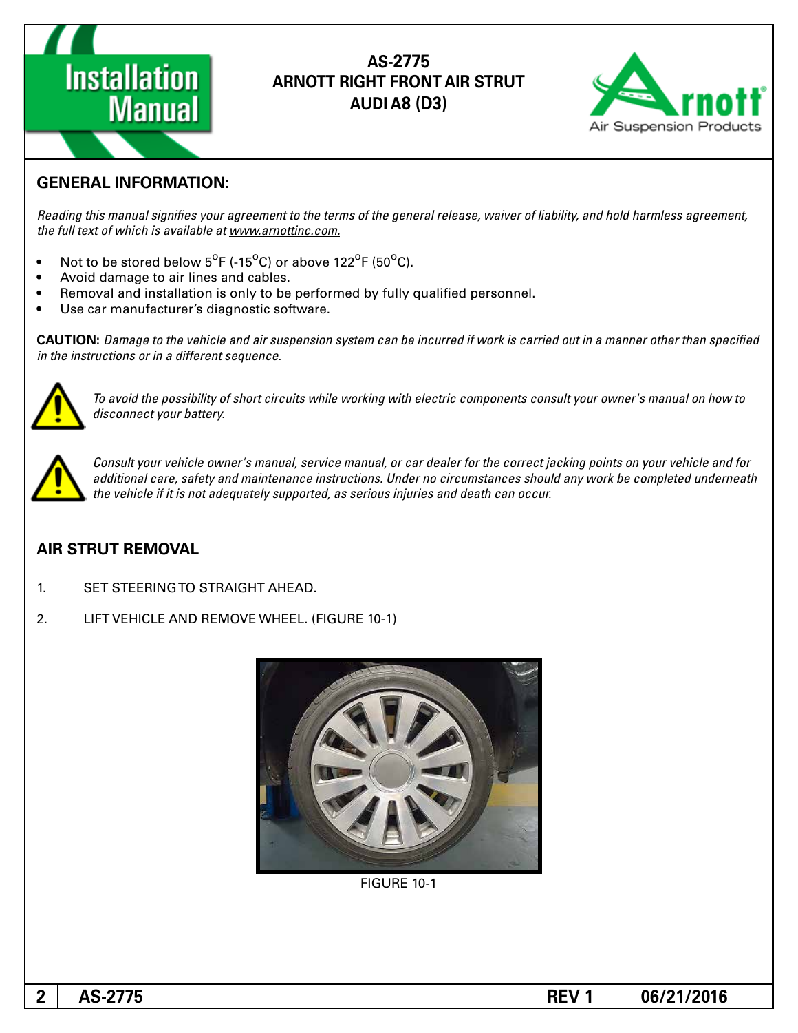# AS-2775
# ARNOTT RIGHT FRONT AIR STRUT
# AUDI A8 (D3)

## GENERAL INFORMATION:

*Reading this manual signifies your agreement to the terms of the general release, waiver of liability, and hold harmless agreement, the full text of which is available at www.arnottinc.com.*

- Not to be stored below 5°F (-15°C) or above 122°F (50°C).
- Avoid damage to air lines and cables.
- Removal and installation is only to be performed by fully qualified personnel.
- Use car manufacturer's diagnostic software.

**CAUTION:** *Damage to the vehicle and air suspension system can be incurred if work is carried out in a manner other than specified in the instructions or in a different sequence.*

*To avoid the possibility of short circuits while working with electric components consult your owner's manual on how to disconnect your battery.*

*Consult your vehicle owner's manual, service manual, or car dealer for the correct jacking points on your vehicle and for additional care, safety and maintenance instructions. Under no circumstances should any work be completed underneath the vehicle if it is not adequately supported, as serious injuries and death can occur.*

## AIR STRUT REMOVAL

1. SET STEERING TO STRAIGHT AHEAD.

2. LIFT VEHICLE AND REMOVE WHEEL. (FIGURE 10-1)

FIGURE 10-1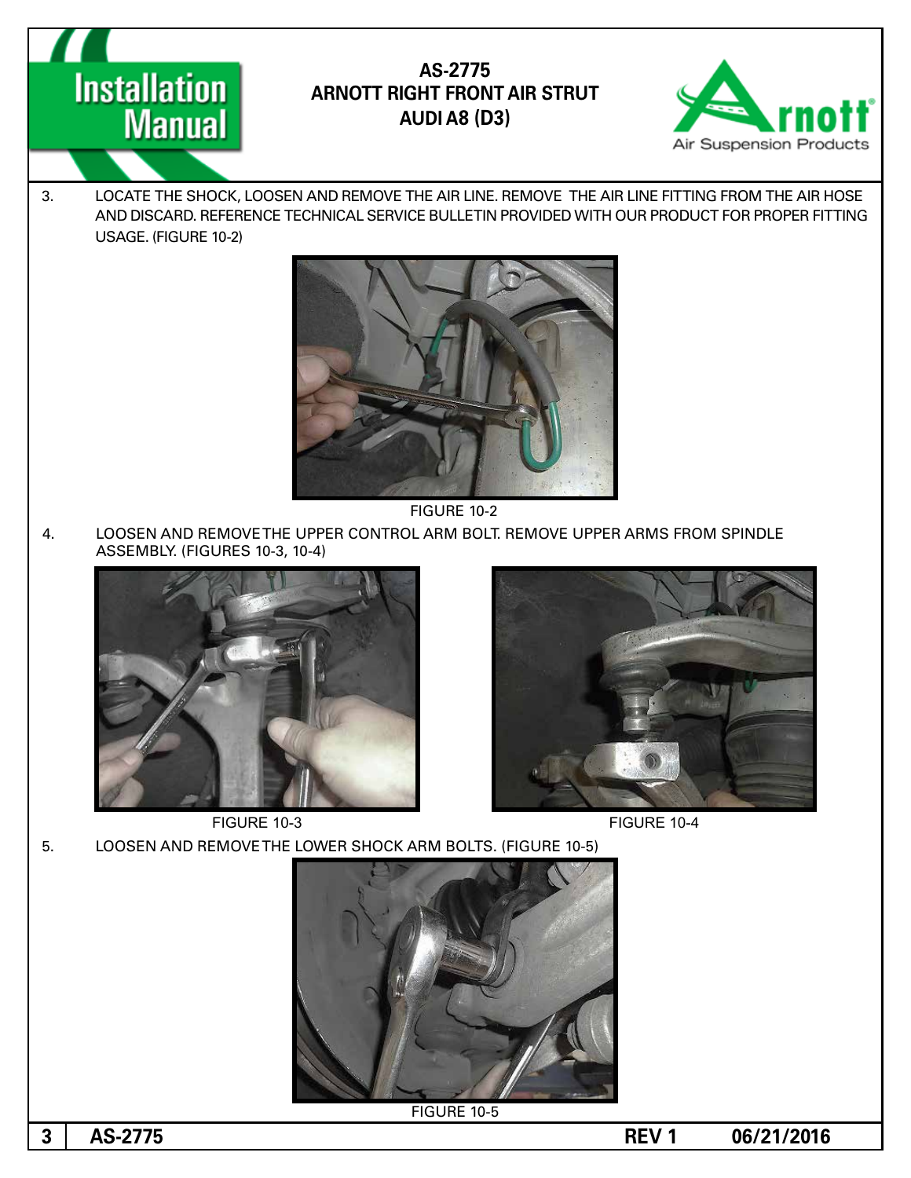3. LOCATE THE SHOCK, LOOSEN AND REMOVE THE AIR LINE. REMOVE THE AIR LINE FITTING FROM THE AIR HOSE AND DISCARD. REFERENCE TECHNICAL SERVICE BULLETIN PROVIDED WITH OUR PRODUCT FOR PROPER FITTING USAGE. (FIGURE 10-2)

FIGURE 10-2

4. LOOSEN AND REMOVE THE UPPER CONTROL ARM BOLT. REMOVE UPPER ARMS FROM SPINDLE ASSEMBLY. (FIGURES 10-3, 10-4)

FIGURE 10-3

FIGURE 10-4

5. LOOSEN AND REMOVE THE LOWER SHOCK ARM BOLTS. (FIGURE 10-5)

FIGURE 10-5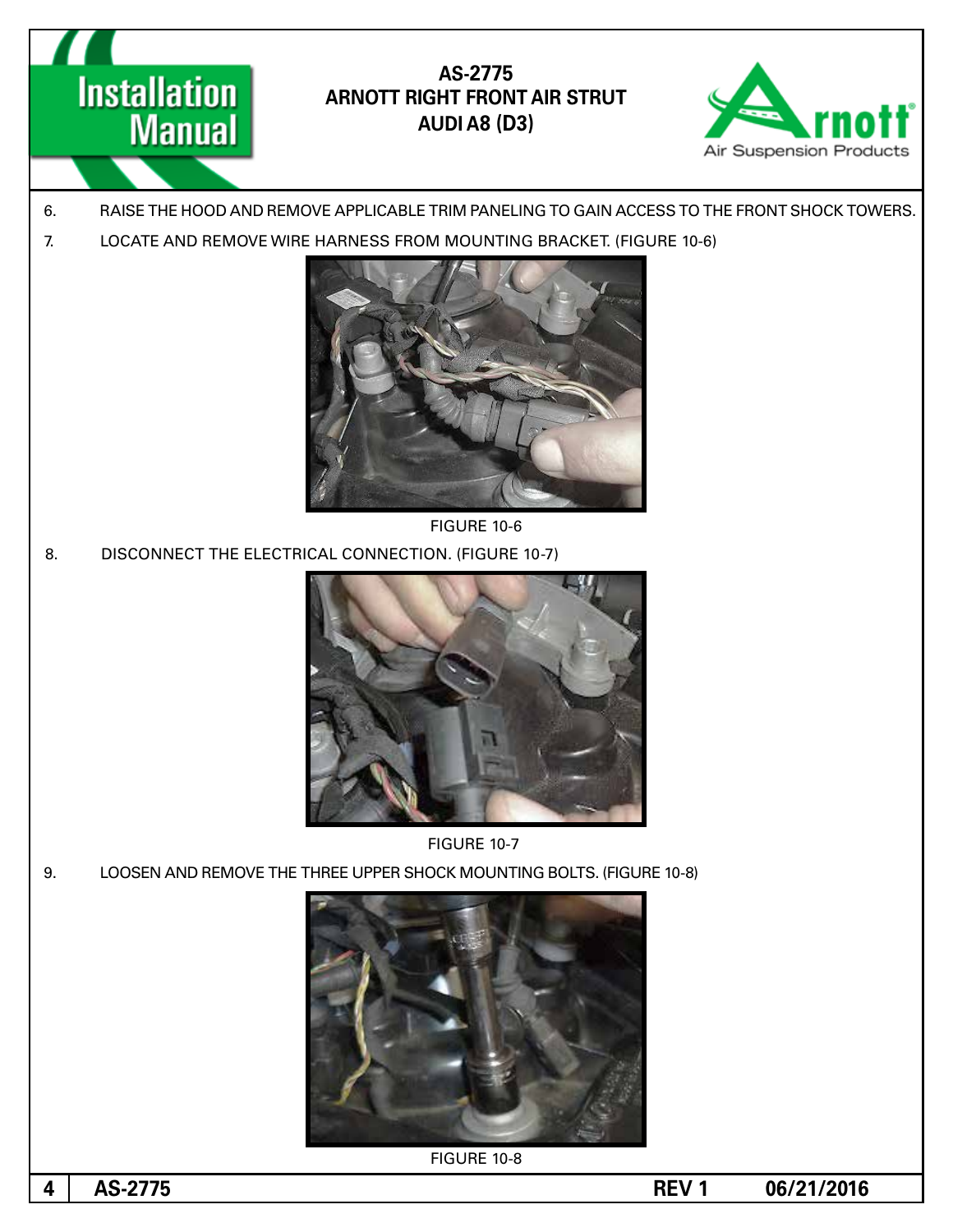6. RAISE THE HOOD AND REMOVE APPLICABLE TRIM PANELING TO GAIN ACCESS TO THE FRONT SHOCK TOWERS.
7. LOCATE AND REMOVE WIRE HARNESS FROM MOUNTING BRACKET. (FIGURE 10-6)

FIGURE 10-6

8. DISCONNECT THE ELECTRICAL CONNECTION. (FIGURE 10-7)

FIGURE 10-7

9. LOOSEN AND REMOVE THE THREE UPPER SHOCK MOUNTING BOLTS. (FIGURE 10-8)

FIGURE 10-8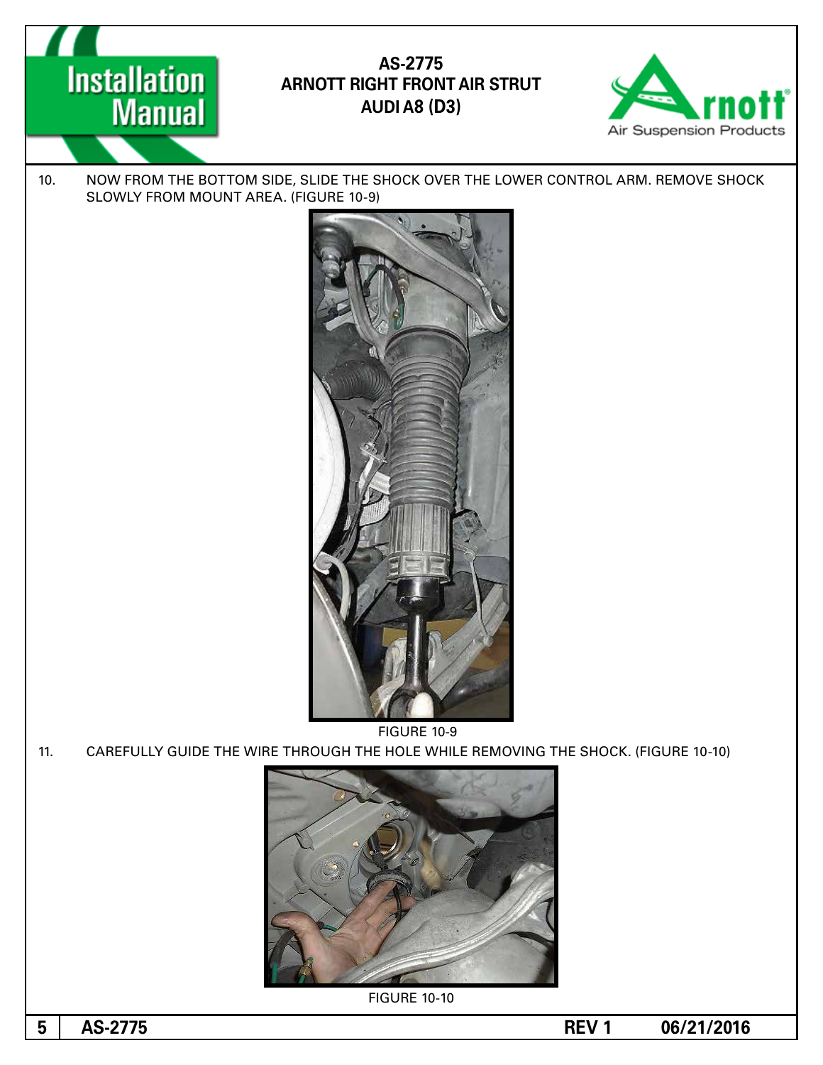10. NOW FROM THE BOTTOM SIDE, SLIDE THE SHOCK OVER THE LOWER CONTROL ARM. REMOVE SHOCK SLOWLY FROM MOUNT AREA. (FIGURE 10-9)

FIGURE 10-9

11. CAREFULLY GUIDE THE WIRE THROUGH THE HOLE WHILE REMOVING THE SHOCK. (FIGURE 10-10)

FIGURE 10-10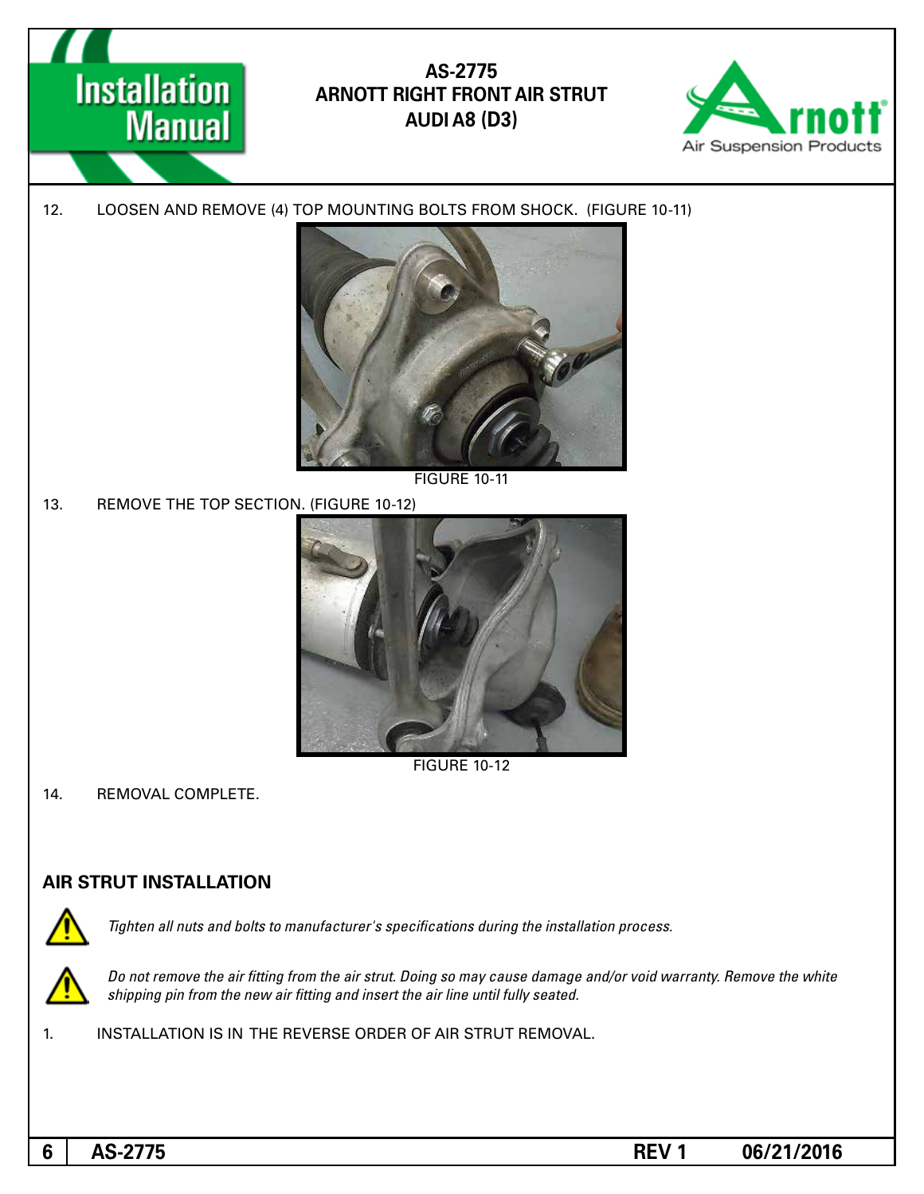12. LOOSEN AND REMOVE (4) TOP MOUNTING BOLTS FROM SHOCK. (FIGURE 10-11)

FIGURE 10-11

13. REMOVE THE TOP SECTION. (FIGURE 10-12)

FIGURE 10-12

14. REMOVAL COMPLETE.

## AIR STRUT INSTALLATION

*Tighten all nuts and bolts to manufacturer's specifications during the installation process.*

*Do not remove the air fitting from the air strut. Doing so may cause damage and/or void warranty. Remove the white shipping pin from the new air fitting and insert the air line until fully seated.*

1. INSTALLATION IS IN THE REVERSE ORDER OF AIR STRUT REMOVAL.